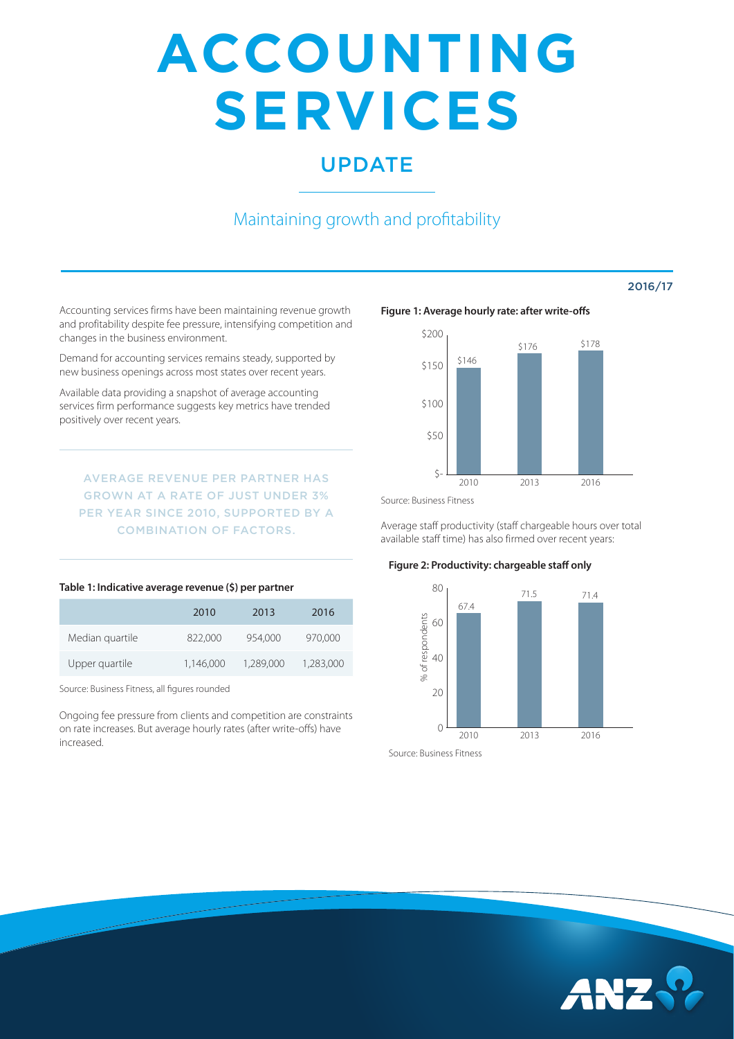# ACCOUNTING SERVICES

## UPDATE

### Maintaining growth and profitability

2016/17

Accounting services firms have been maintaining revenue growth and profitability despite fee pressure, intensifying competition and changes in the business environment.

Demand for accounting services remains steady, supported by new business openings across most states over recent years.

Available data providing a snapshot of average accounting services firm performance suggests key metrics have trended positively over recent years.

AVERAGE REVENUE PER PARTNER HAS GROWN AT A RATE OF JUST UNDER 3% PER YEAR SINCE 2010, SUPPORTED BY A COMBINATION OF FACTORS.

**Table 1: Indicative average revenue ($) per partner**

| | 2010 | 2013 | 2016 |
|---|---|---|---|
| Median quartile | 822,000 | 954,000 | 970,000 |
| Upper quartile | 1,146,000 | 1,289,000 | 1,283,000 |

Source: Business Fitness, all figures rounded

Ongoing fee pressure from clients and competition are constraints on rate increases. But average hourly rates (after write-offs) have increased.

**Figure 1: Average hourly rate: after write-offs**

| | 2010 | 2013 | 2016 |
|---|---|---|---|
| Average hourly rate | $146 | $176 | $178 |

Source: Business Fitness

Average staff productivity (staff chargeable hours over total available staff time) has also firmed over recent years:

**Figure 2: Productivity: chargeable staff only**

| | 2010 | 2013 | 2016 |
|---|---|---|---|
| % of respondents | 67.4 | 71.5 | 71.4 |

Source: Business Fitness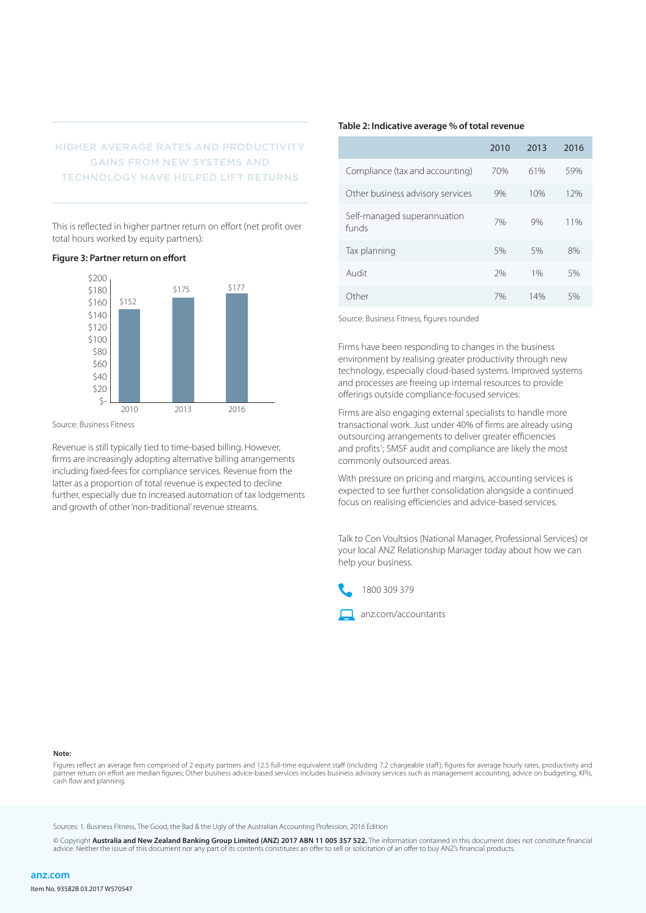HIGHER AVERAGE RATES AND PRODUCTIVITY GAINS FROM NEW SYSTEMS AND TECHNOLOGY HAVE HELPED LIFT RETURNS

This is reflected in higher partner return on effort (net profit over total hours worked by equity partners):

**Figure 3: Partner return on effort**

$200
$180
$160
$140
$120
$100
$80
$60
$40
$20
$-

$152
$175
$177

2010
2013
2016

Source: Business Fitness

Revenue is still typically tied to time-based billing. However, firms are increasingly adopting alternative billing arrangements including fixed-fees for compliance services. Revenue from the latter as a proportion of total revenue is expected to decline further, especially due to increased automation of tax lodgements and growth of other 'non-traditional' revenue streams.

**Table 2: Indicative average % of total revenue**

| | 2010 | 2013 | 2016 |
|---|---|---|---|
| Compliance (tax and accounting) | 70% | 61% | 59% |
| Other business advisory services | 9% | 10% | 12% |
| Self-managed superannuation funds | 7% | 9% | 11% |
| Tax planning | 5% | 5% | 8% |
| Audit | 2% | 1% | 5% |
| Other | 7% | 14% | 5% |

Source: Business Fitness, figures rounded

Firms have been responding to changes in the business environment by realising greater productivity through new technology, especially cloud-based systems. Improved systems and processes are freeing up internal resources to provide offerings outside compliance-focused services:

Firms are also engaging external specialists to handle more transactional work. Just under 40% of firms are already using outsourcing arrangements to deliver greater efficiencies and profits[1]; SMSF audit and compliance are likely the most commonly outsourced areas.

With pressure on pricing and margins, accounting services is expected to see further consolidation alongside a continued focus on realising efficiencies and advice-based services.

Talk to Con Voultsios (National Manager, Professional Services) or your local ANZ Relationship Manager today about how we can help your business.

1800 309 379

anz.com/accountants

**Note:**

Figures reflect an average firm comprised of 2 equity partners and 12.5 full-time equivalent staff (including 7.2 chargeable staff); figures for average hourly rates, productivity and partner return on effort are median figures; Other business advice-based services includes business advisory services such as management accounting, advice on budgeting, KPIs, cash flow and planning.

Sources: 1. Business Fitness, The Good, the Bad & the Ugly of the Australian Accounting Profession, 2016 Edition

© Copyright **Australia and New Zealand Banking Group Limited (ANZ) 2017 ABN 11 005 357 522.** The information contained in this document does not constitute financial advice. Neither the issue of this document nor any part of its contents constitutes an offer to sell or solicitation of an offer to buy ANZ's financial products.

**anz.com**

Item No. 93582B 03.2017 W570547